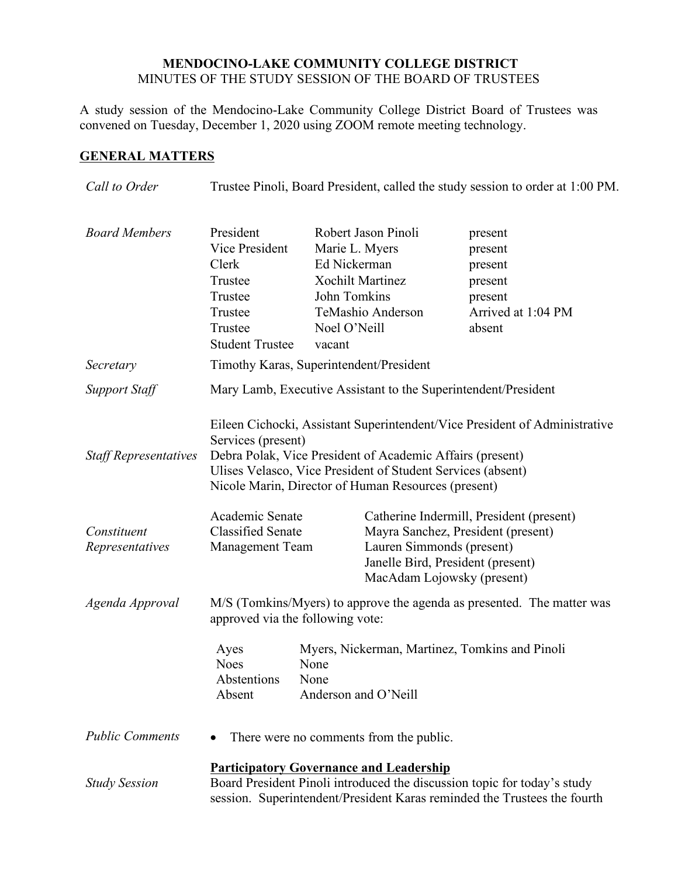# MENDOCINO-LAKE COMMUNITY COLLEGE DISTRICT

MINUTES OF THE STUDY SESSION OF THE BOARD OF TRUSTEES

A study session of the Mendocino-Lake Community College District Board of Trustees was convened on Tuesday, December 1, 2020 using ZOOM remote meeting technology.

## GENERAL MATTERS

*Call to Order*

Trustee Pinoli, Board President, called the study session to order at 1:00 PM.

*Board Members*

| | | |
|---|---|---|
| President | Robert Jason Pinoli | present |
| Vice President | Marie L. Myers | present |
| Clerk | Ed Nickerman | present |
| Trustee | Xochilt Martinez | present |
| Trustee | John Tomkins | present |
| Trustee | TeMashio Anderson | Arrived at 1:04 PM |
| Trustee | Noel O'Neill | absent |
| Student Trustee | vacant | |

*Secretary*

Timothy Karas, Superintendent/President

*Support Staff*

Mary Lamb, Executive Assistant to the Superintendent/President

*Staff Representatives*

Eileen Cichocki, Assistant Superintendent/Vice President of Administrative Services (present)
Debra Polak, Vice President of Academic Affairs (present)
Ulises Velasco, Vice President of Student Services (absent)
Nicole Marin, Director of Human Resources (present)

*Constituent Representatives*

| | |
|---|---|
| Academic Senate | Catherine Indermill, President (present) |
| Classified Senate | Mayra Sanchez, President (present) |
| Management Team | Lauren Simmonds (present) |
| | Janelle Bird, President (present) |
| | MacAdam Lojowsky (present) |

*Agenda Approval*

M/S (Tomkins/Myers) to approve the agenda as presented. The matter was approved via the following vote:

| | |
|---|---|
| Ayes | Myers, Nickerman, Martinez, Tomkins and Pinoli |
| Noes | None |
| Abstentions | None |
| Absent | Anderson and O'Neill |

*Public Comments*

- There were no comments from the public.

*Study Session*

**Participatory Governance and Leadership**

Board President Pinoli introduced the discussion topic for today's study session. Superintendent/President Karas reminded the Trustees the fourth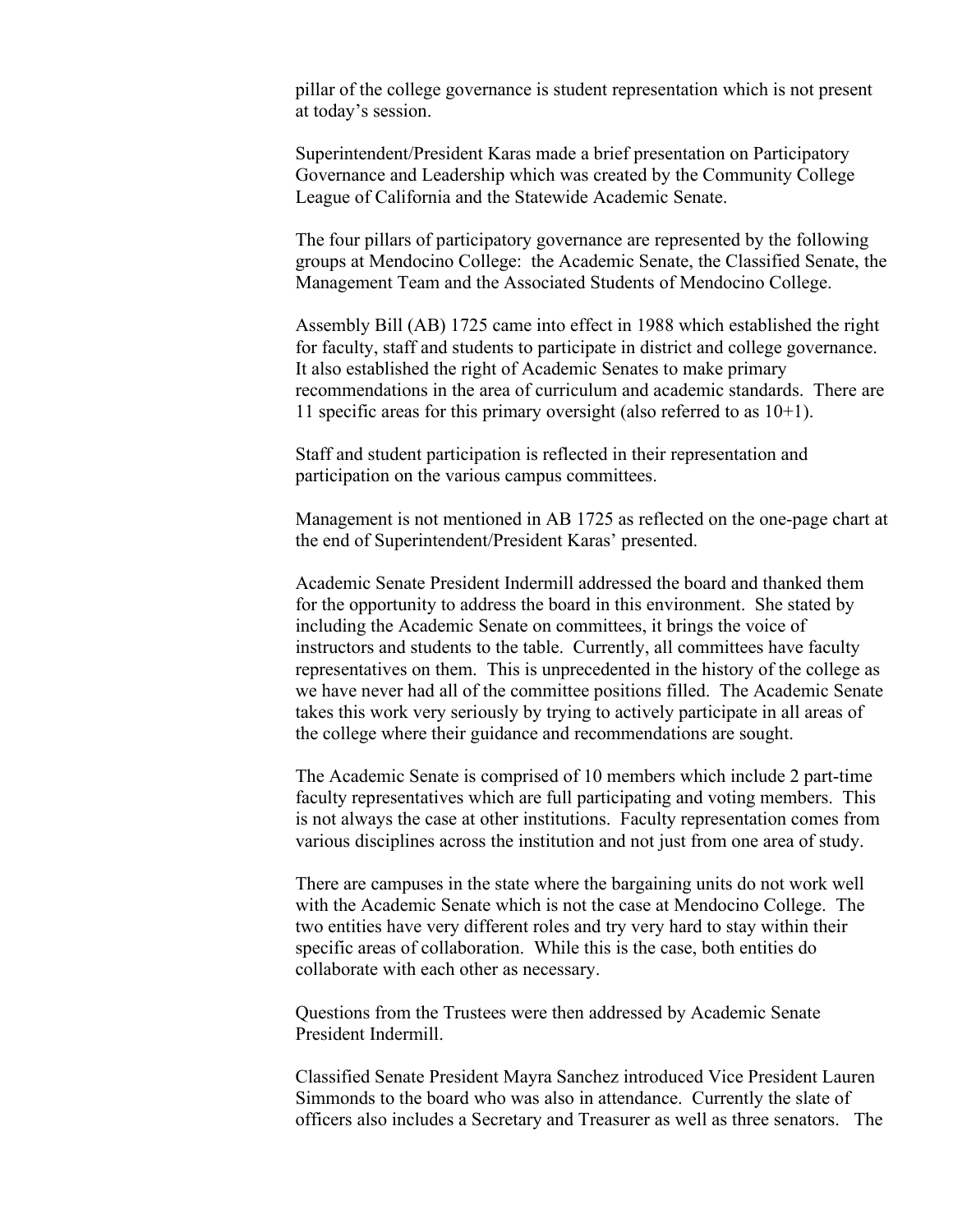pillar of the college governance is student representation which is not present at today's session.

Superintendent/President Karas made a brief presentation on Participatory Governance and Leadership which was created by the Community College League of California and the Statewide Academic Senate.

The four pillars of participatory governance are represented by the following groups at Mendocino College: the Academic Senate, the Classified Senate, the Management Team and the Associated Students of Mendocino College.

Assembly Bill (AB) 1725 came into effect in 1988 which established the right for faculty, staff and students to participate in district and college governance. It also established the right of Academic Senates to make primary recommendations in the area of curriculum and academic standards. There are 11 specific areas for this primary oversight (also referred to as 10+1).

Staff and student participation is reflected in their representation and participation on the various campus committees.

Management is not mentioned in AB 1725 as reflected on the one-page chart at the end of Superintendent/President Karas' presented.

Academic Senate President Indermill addressed the board and thanked them for the opportunity to address the board in this environment. She stated by including the Academic Senate on committees, it brings the voice of instructors and students to the table. Currently, all committees have faculty representatives on them. This is unprecedented in the history of the college as we have never had all of the committee positions filled. The Academic Senate takes this work very seriously by trying to actively participate in all areas of the college where their guidance and recommendations are sought.

The Academic Senate is comprised of 10 members which include 2 part-time faculty representatives which are full participating and voting members. This is not always the case at other institutions. Faculty representation comes from various disciplines across the institution and not just from one area of study.

There are campuses in the state where the bargaining units do not work well with the Academic Senate which is not the case at Mendocino College. The two entities have very different roles and try very hard to stay within their specific areas of collaboration. While this is the case, both entities do collaborate with each other as necessary.

Questions from the Trustees were then addressed by Academic Senate President Indermill.

Classified Senate President Mayra Sanchez introduced Vice President Lauren Simmonds to the board who was also in attendance. Currently the slate of officers also includes a Secretary and Treasurer as well as three senators. The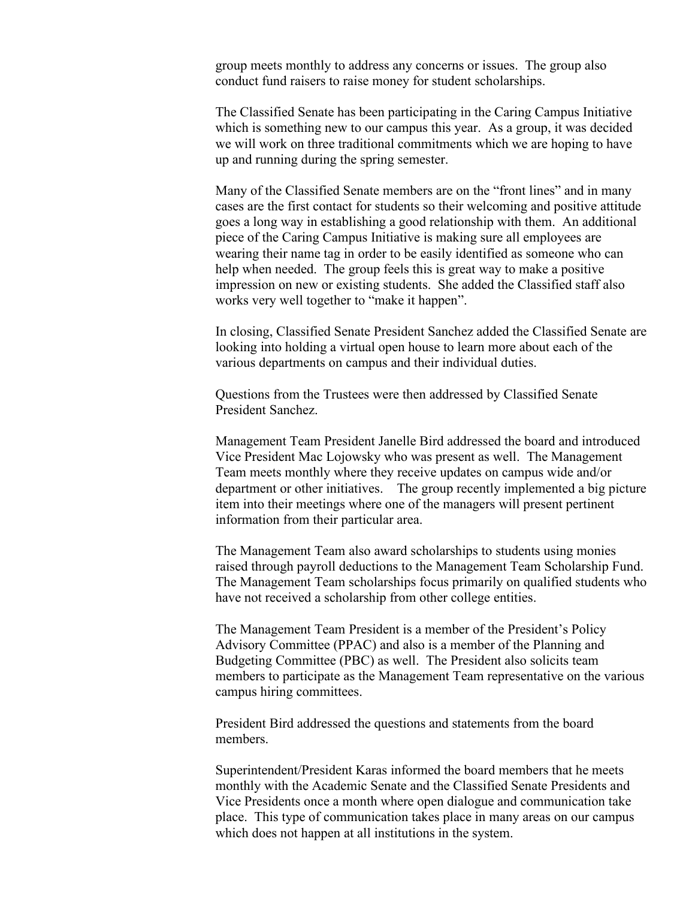group meets monthly to address any concerns or issues. The group also conduct fund raisers to raise money for student scholarships.

The Classified Senate has been participating in the Caring Campus Initiative which is something new to our campus this year. As a group, it was decided we will work on three traditional commitments which we are hoping to have up and running during the spring semester.

Many of the Classified Senate members are on the "front lines" and in many cases are the first contact for students so their welcoming and positive attitude goes a long way in establishing a good relationship with them. An additional piece of the Caring Campus Initiative is making sure all employees are wearing their name tag in order to be easily identified as someone who can help when needed. The group feels this is great way to make a positive impression on new or existing students. She added the Classified staff also works very well together to "make it happen".

In closing, Classified Senate President Sanchez added the Classified Senate are looking into holding a virtual open house to learn more about each of the various departments on campus and their individual duties.

Questions from the Trustees were then addressed by Classified Senate President Sanchez.

Management Team President Janelle Bird addressed the board and introduced Vice President Mac Lojowsky who was present as well. The Management Team meets monthly where they receive updates on campus wide and/or department or other initiatives. The group recently implemented a big picture item into their meetings where one of the managers will present pertinent information from their particular area.

The Management Team also award scholarships to students using monies raised through payroll deductions to the Management Team Scholarship Fund. The Management Team scholarships focus primarily on qualified students who have not received a scholarship from other college entities.

The Management Team President is a member of the President's Policy Advisory Committee (PPAC) and also is a member of the Planning and Budgeting Committee (PBC) as well. The President also solicits team members to participate as the Management Team representative on the various campus hiring committees.

President Bird addressed the questions and statements from the board members.

Superintendent/President Karas informed the board members that he meets monthly with the Academic Senate and the Classified Senate Presidents and Vice Presidents once a month where open dialogue and communication take place. This type of communication takes place in many areas on our campus which does not happen at all institutions in the system.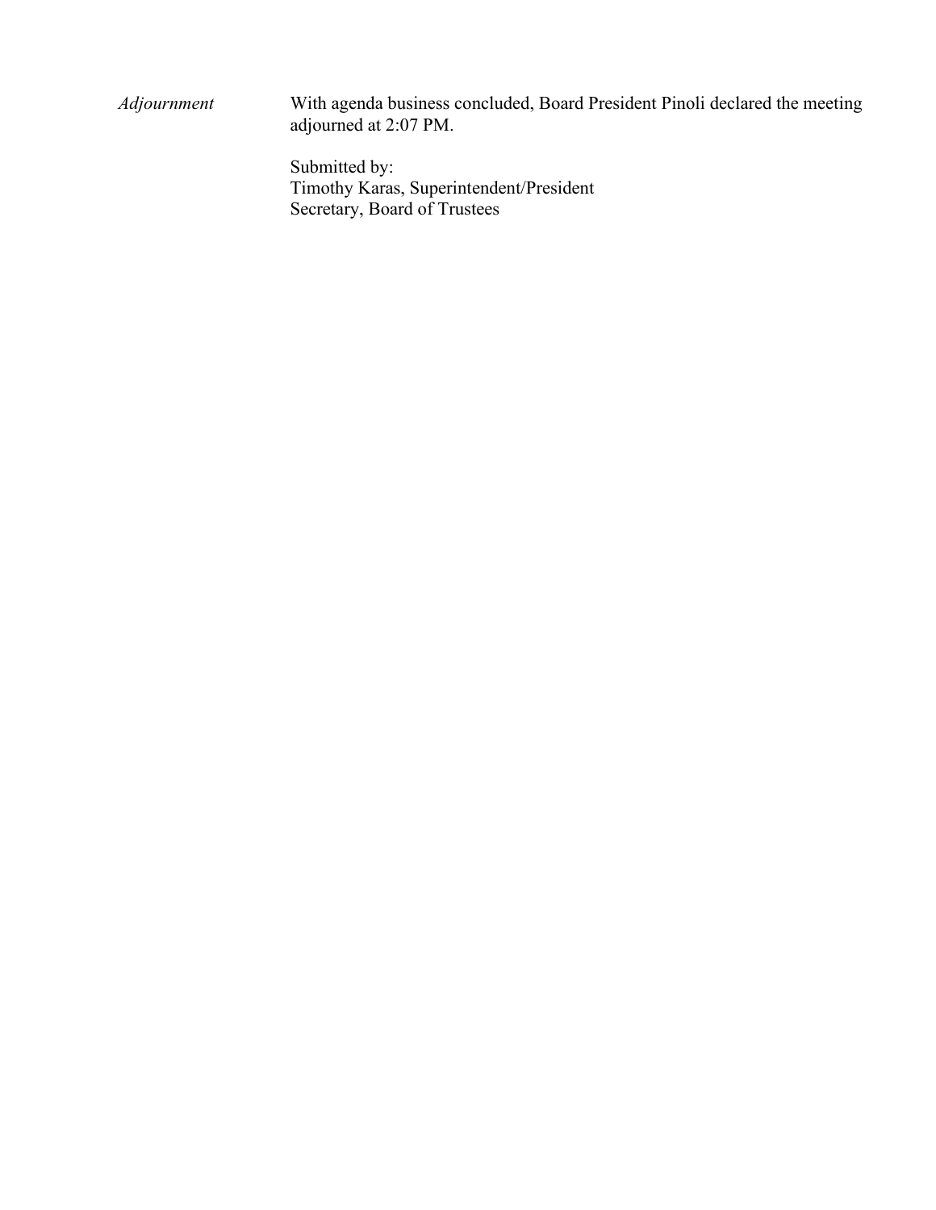*Adjournment*

With agenda business concluded, Board President Pinoli declared the meeting adjourned at 2:07 PM.

Submitted by:
Timothy Karas, Superintendent/President
Secretary, Board of Trustees